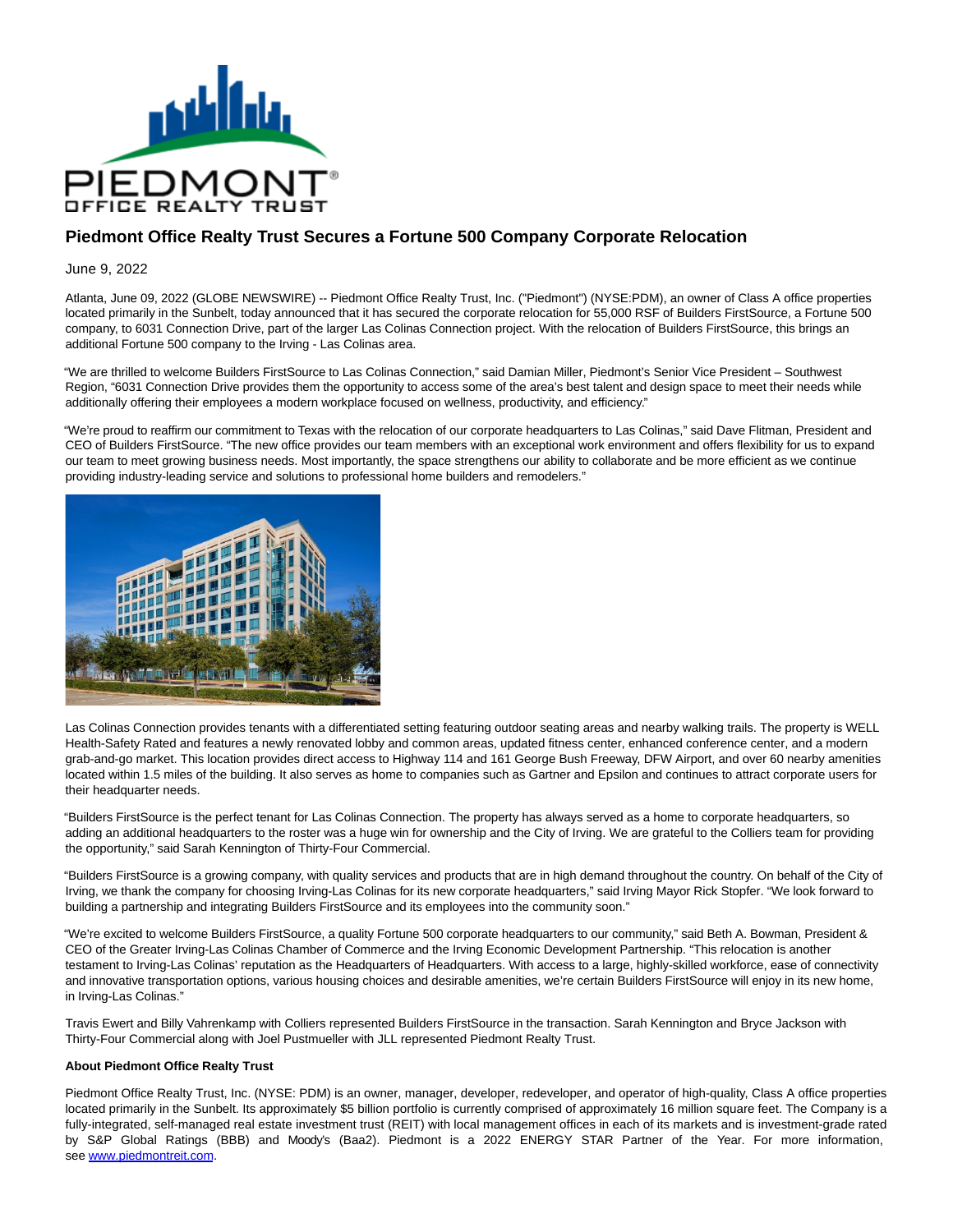# Piedmont Office Realty Trust Secures a Fortune 500 Company Corporate Relocation

June 9, 2022

Atlanta, June 09, 2022 (GLOBE NEWSWIRE) -- Piedmont Office Realty Trust, Inc. ("Piedmont") (NYSE:PDM), an owner of Class A office properties located primarily in the Sunbelt, today announced that it has secured the corporate relocation for 55,000 RSF of Builders FirstSource, a Fortune 500 company, to 6031 Connection Drive, part of the larger Las Colinas Connection project. With the relocation of Builders FirstSource, this brings an additional Fortune 500 company to the Irving - Las Colinas area.

"We are thrilled to welcome Builders FirstSource to Las Colinas Connection," said Damian Miller, Piedmont's Senior Vice President – Southwest Region, "6031 Connection Drive provides them the opportunity to access some of the area's best talent and design space to meet their needs while additionally offering their employees a modern workplace focused on wellness, productivity, and efficiency."

"We're proud to reaffirm our commitment to Texas with the relocation of our corporate headquarters to Las Colinas," said Dave Flitman, President and CEO of Builders FirstSource. "The new office provides our team members with an exceptional work environment and offers flexibility for us to expand our team to meet growing business needs. Most importantly, the space strengthens our ability to collaborate and be more efficient as we continue providing industry-leading service and solutions to professional home builders and remodelers."

Las Colinas Connection provides tenants with a differentiated setting featuring outdoor seating areas and nearby walking trails. The property is WELL Health-Safety Rated and features a newly renovated lobby and common areas, updated fitness center, enhanced conference center, and a modern grab-and-go market. This location provides direct access to Highway 114 and 161 George Bush Freeway, DFW Airport, and over 60 nearby amenities located within 1.5 miles of the building. It also serves as home to companies such as Gartner and Epsilon and continues to attract corporate users for their headquarter needs.

"Builders FirstSource is the perfect tenant for Las Colinas Connection. The property has always served as a home to corporate headquarters, so adding an additional headquarters to the roster was a huge win for ownership and the City of Irving. We are grateful to the Colliers team for providing the opportunity," said Sarah Kennington of Thirty-Four Commercial.

"Builders FirstSource is a growing company, with quality services and products that are in high demand throughout the country. On behalf of the City of Irving, we thank the company for choosing Irving-Las Colinas for its new corporate headquarters," said Irving Mayor Rick Stopfer. "We look forward to building a partnership and integrating Builders FirstSource and its employees into the community soon."

"We're excited to welcome Builders FirstSource, a quality Fortune 500 corporate headquarters to our community," said Beth A. Bowman, President & CEO of the Greater Irving-Las Colinas Chamber of Commerce and the Irving Economic Development Partnership. "This relocation is another testament to Irving-Las Colinas' reputation as the Headquarters of Headquarters. With access to a large, highly-skilled workforce, ease of connectivity and innovative transportation options, various housing choices and desirable amenities, we're certain Builders FirstSource will enjoy in its new home, in Irving-Las Colinas."

Travis Ewert and Billy Vahrenkamp with Colliers represented Builders FirstSource in the transaction. Sarah Kennington and Bryce Jackson with Thirty-Four Commercial along with Joel Pustmueller with JLL represented Piedmont Realty Trust.

**About Piedmont Office Realty Trust**

Piedmont Office Realty Trust, Inc. (NYSE: PDM) is an owner, manager, developer, redeveloper, and operator of high-quality, Class A office properties located primarily in the Sunbelt. Its approximately $5 billion portfolio is currently comprised of approximately 16 million square feet. The Company is a fully-integrated, self-managed real estate investment trust (REIT) with local management offices in each of its markets and is investment-grade rated by S&P Global Ratings (BBB) and Moody's (Baa2). Piedmont is a 2022 ENERGY STAR Partner of the Year. For more information, see www.piedmontreit.com.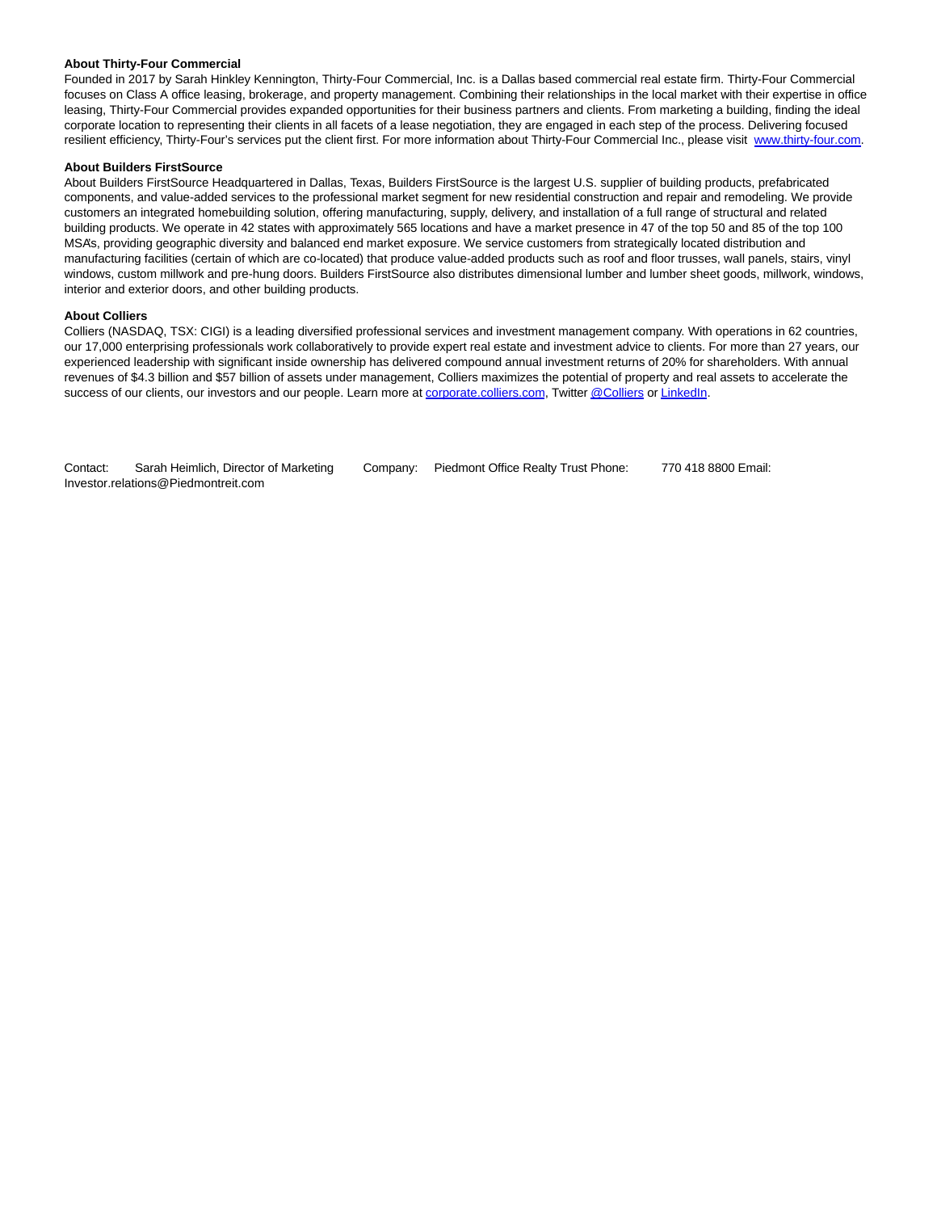**About Thirty-Four Commercial**

Founded in 2017 by Sarah Hinkley Kennington, Thirty-Four Commercial, Inc. is a Dallas based commercial real estate firm. Thirty-Four Commercial focuses on Class A office leasing, brokerage, and property management. Combining their relationships in the local market with their expertise in office leasing, Thirty-Four Commercial provides expanded opportunities for their business partners and clients. From marketing a building, finding the ideal corporate location to representing their clients in all facets of a lease negotiation, they are engaged in each step of the process. Delivering focused resilient efficiency, Thirty-Four's services put the client first. For more information about Thirty-Four Commercial Inc., please visit [www.thirty-four.com](www.thirty-four.com).

**About Builders FirstSource**

About Builders FirstSource Headquartered in Dallas, Texas, Builders FirstSource is the largest U.S. supplier of building products, prefabricated components, and value-added services to the professional market segment for new residential construction and repair and remodeling. We provide customers an integrated homebuilding solution, offering manufacturing, supply, delivery, and installation of a full range of structural and related building products. We operate in 42 states with approximately 565 locations and have a market presence in 47 of the top 50 and 85 of the top 100 MSA's, providing geographic diversity and balanced end market exposure. We service customers from strategically located distribution and manufacturing facilities (certain of which are co-located) that produce value-added products such as roof and floor trusses, wall panels, stairs, vinyl windows, custom millwork and pre-hung doors. Builders FirstSource also distributes dimensional lumber and lumber sheet goods, millwork, windows, interior and exterior doors, and other building products.

**About Colliers**

Colliers (NASDAQ, TSX: CIGI) is a leading diversified professional services and investment management company. With operations in 62 countries, our 17,000 enterprising professionals work collaboratively to provide expert real estate and investment advice to clients. For more than 27 years, our experienced leadership with significant inside ownership has delivered compound annual investment returns of 20% for shareholders. With annual revenues of $4.3 billion and $57 billion of assets under management, Colliers maximizes the potential of property and real assets to accelerate the success of our clients, our investors and our people. Learn more at [corporate.colliers.com](corporate.colliers.com), Twitter @Colliers or LinkedIn.

Contact: Sarah Heimlich, Director of Marketing Company: Piedmont Office Realty Trust Phone: 770 418 8800 Email: Investor.relations@Piedmontreit.com